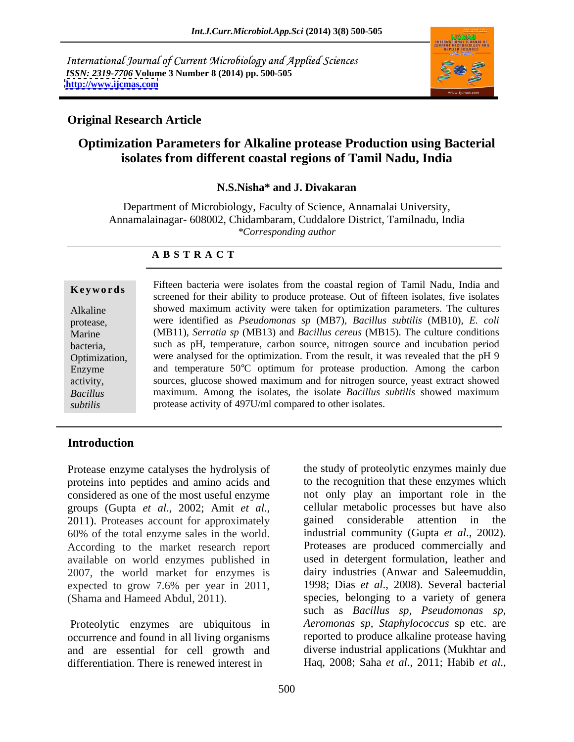International Journal of Current Microbiology and Applied Sciences
*ISSN: 2319-7706* **Volume 3 Number 8 (2014) pp. 500-505**
**http://www.ijcmas.com**

**Original Research Article**

# Optimization Parameters for Alkaline protease Production using Bacterial isolates from different coastal regions of Tamil Nadu, India

**N.S.Nisha\* and J. Divakaran**

Department of Microbiology, Faculty of Science, Annamalai University, Annamalainagar- 608002, Chidambaram, Cuddalore District, Tamilnadu, India
*\*Corresponding author*

## A B S T R A C T

**Keywords**

Alkaline protease, Marine bacteria, Optimization, Enzyme activity, *Bacillus subtilis*

Fifteen bacteria were isolates from the coastal region of Tamil Nadu, India and screened for their ability to produce protease. Out of fifteen isolates, five isolates showed maximum activity were taken for optimization parameters. The cultures were identified as *Pseudomonas sp* (MB7), *Bacillus subtilis* (MB10), *E. coli* (MB11), *Serratia sp* (MB13) and *Bacillus cereus* (MB15). The culture conditions such as pH, temperature, carbon source, nitrogen source and incubation period were analysed for the optimization. From the result, it was revealed that the pH 9 and temperature 50°C optimum for protease production. Among the carbon sources, glucose showed maximum and for nitrogen source, yeast extract showed maximum. Among the isolates, the isolate *Bacillus subtilis* showed maximum protease activity of 497U/ml compared to other isolates.

## Introduction

Protease enzyme catalyses the hydrolysis of proteins into peptides and amino acids and considered as one of the most useful enzyme groups (Gupta *et al*., 2002; Amit *et al*., 2011). Proteases account for approximately 60% of the total enzyme sales in the world. According to the market research report available on world enzymes published in 2007, the world market for enzymes is expected to grow 7.6% per year in 2011, (Shama and Hameed Abdul, 2011).

Proteolytic enzymes are ubiquitous in occurrence and found in all living organisms and are essential for cell growth and differentiation. There is renewed interest in the study of proteolytic enzymes mainly due to the recognition that these enzymes which not only play an important role in the cellular metabolic processes but have also gained considerable attention in the industrial community (Gupta *et al*., 2002). Proteases are produced commercially and used in detergent formulation, leather and dairy industries (Anwar and Saleemuddin, 1998; Dias *et al*., 2008). Several bacterial species, belonging to a variety of genera such as *Bacillus sp*, *Pseudomonas sp*, *Aeromonas sp*, *Staphylococcus* sp etc. are reported to produce alkaline protease having diverse industrial applications (Mukhtar and Haq, 2008; Saha *et al*., 2011; Habib *et al*.,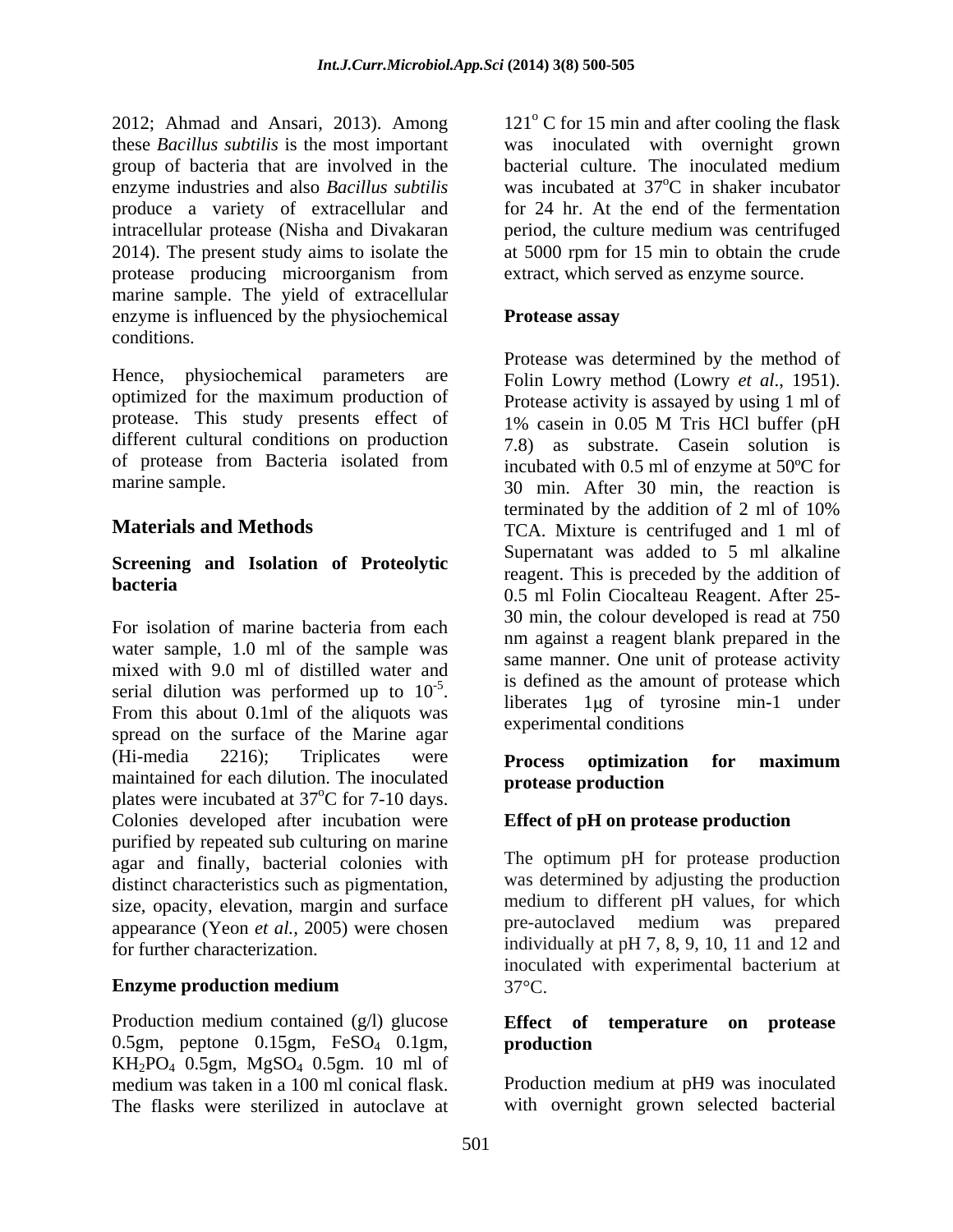2012; Ahmad and Ansari, 2013). Among these *Bacillus subtilis* is the most important group of bacteria that are involved in the enzyme industries and also *Bacillus subtilis* produce a variety of extracellular and intracellular protease (Nisha and Divakaran 2014). The present study aims to isolate the protease producing microorganism from marine sample. The yield of extracellular enzyme is influenced by the physiochemical conditions.

Hence, physiochemical parameters are optimized for the maximum production of protease. This study presents effect of different cultural conditions on production of protease from Bacteria isolated from marine sample.

## Materials and Methods

### Screening and Isolation of Proteolytic bacteria

For isolation of marine bacteria from each water sample, 1.0 ml of the sample was mixed with 9.0 ml of distilled water and serial dilution was performed up to $10^{-5}$. From this about 0.1ml of the aliquots was spread on the surface of the Marine agar (Hi-media 2216); Triplicates were maintained for each dilution. The inoculated plates were incubated at 37°C for 7-10 days. Colonies developed after incubation were purified by repeated sub culturing on marine agar and finally, bacterial colonies with distinct characteristics such as pigmentation, size, opacity, elevation, margin and surface appearance (Yeon *et al.*, 2005) were chosen for further characterization.

### Enzyme production medium

Production medium contained (g/l) glucose 0.5gm, peptone 0.15gm, $FeSO_4$ 0.1gm, $KH_2PO_4$ 0.5gm, $MgSO_4$ 0.5gm. 10 ml of medium was taken in a 100 ml conical flask. The flasks were sterilized in autoclave at 121° C for 15 min and after cooling the flask was inoculated with overnight grown bacterial culture. The inoculated medium was incubated at 37°C in shaker incubator for 24 hr. At the end of the fermentation period, the culture medium was centrifuged at 5000 rpm for 15 min to obtain the crude extract, which served as enzyme source.

### Protease assay

Protease was determined by the method of Folin Lowry method (Lowry *et al*., 1951). Protease activity is assayed by using 1 ml of 1% casein in 0.05 M Tris HCl buffer (pH 7.8) as substrate. Casein solution is incubated with 0.5 ml of enzyme at 50ºC for 30 min. After 30 min, the reaction is terminated by the addition of 2 ml of 10% TCA. Mixture is centrifuged and 1 ml of Supernatant was added to 5 ml alkaline reagent. This is preceded by the addition of 0.5 ml Folin Ciocalteau Reagent. After 25-30 min, the colour developed is read at 750 nm against a reagent blank prepared in the same manner. One unit of protease activity is defined as the amount of protease which liberates 1μg of tyrosine min-1 under experimental conditions

### Process optimization for maximum protease production

### Effect of pH on protease production

The optimum pH for protease production was determined by adjusting the production medium to different pH values, for which pre-autoclaved medium was prepared individually at pH 7, 8, 9, 10, 11 and 12 and inoculated with experimental bacterium at 37°C.

### Effect of temperature on protease production

Production medium at pH9 was inoculated with overnight grown selected bacterial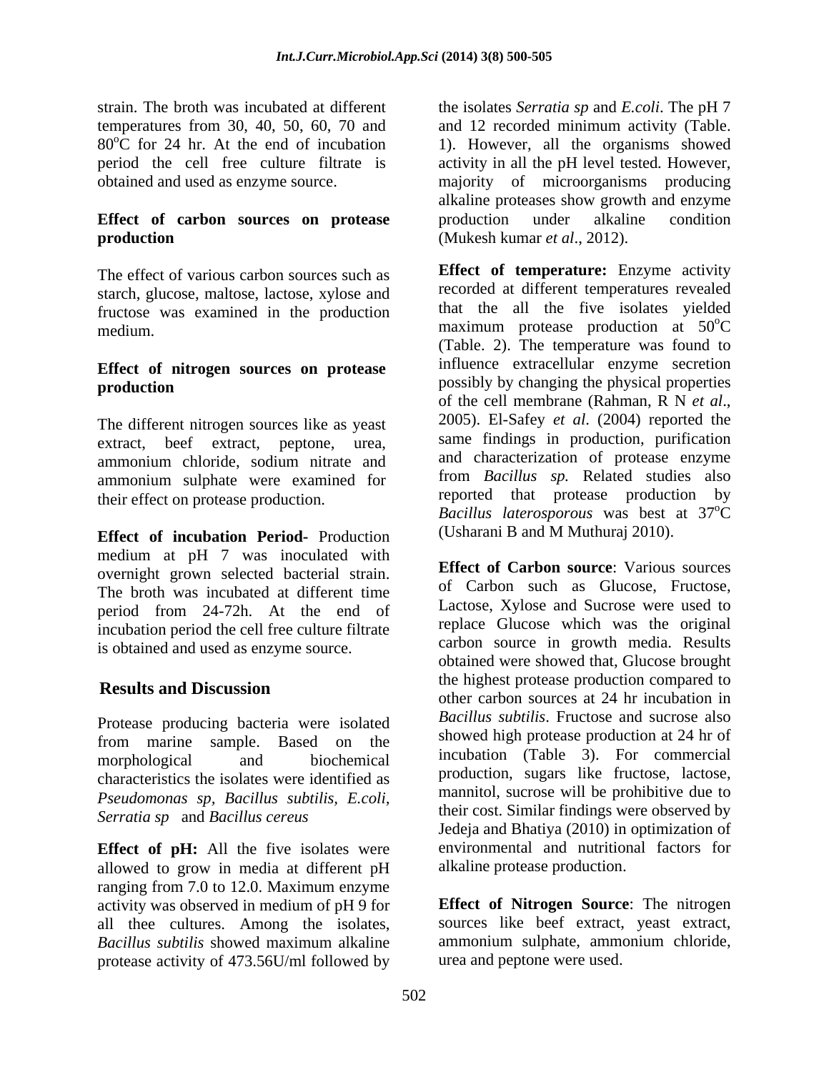strain. The broth was incubated at different temperatures from 30, 40, 50, 60, 70 and 80°C for 24 hr. At the end of incubation period the cell free culture filtrate is obtained and used as enzyme source.

**Effect of carbon sources on protease production**

The effect of various carbon sources such as starch, glucose, maltose, lactose, xylose and fructose was examined in the production medium.

**Effect of nitrogen sources on protease production**

The different nitrogen sources like as yeast extract, beef extract, peptone, urea, ammonium chloride, sodium nitrate and ammonium sulphate were examined for their effect on protease production.

**Effect of incubation Period-** Production medium at pH 7 was inoculated with overnight grown selected bacterial strain. The broth was incubated at different time period from 24-72h. At the end of incubation period the cell free culture filtrate is obtained and used as enzyme source.

## Results and Discussion

Protease producing bacteria were isolated from marine sample. Based on the morphological and biochemical characteristics the isolates were identified as *Pseudomonas sp, Bacillus subtilis, E.coli, Serratia sp* and *Bacillus cereus*

**Effect of pH:** All the five isolates were allowed to grow in media at different pH ranging from 7.0 to 12.0. Maximum enzyme activity was observed in medium of pH 9 for all thee cultures. Among the isolates, *Bacillus subtilis* showed maximum alkaline protease activity of 473.56U/ml followed by the isolates *Serratia sp* and *E.coli*. The pH 7 and 12 recorded minimum activity (Table. 1). However, all the organisms showed activity in all the pH level tested. However, majority of microorganisms producing alkaline proteases show growth and enzyme production under alkaline condition (Mukesh kumar *et al*., 2012).

**Effect of temperature:** Enzyme activity recorded at different temperatures revealed that the all the five isolates yielded maximum protease production at 50°C (Table. 2). The temperature was found to influence extracellular enzyme secretion possibly by changing the physical properties of the cell membrane (Rahman, R N *et al*., 2005). El-Safey *et al*. (2004) reported the same findings in production, purification and characterization of protease enzyme from *Bacillus sp.* Related studies also reported that protease production by *Bacillus laterosporous* was best at 37°C (Usharani B and M Muthuraj 2010).

**Effect of Carbon source**: Various sources of Carbon such as Glucose, Fructose, Lactose, Xylose and Sucrose were used to replace Glucose which was the original carbon source in growth media. Results obtained were showed that, Glucose brought the highest protease production compared to other carbon sources at 24 hr incubation in *Bacillus subtilis*. Fructose and sucrose also showed high protease production at 24 hr of incubation (Table 3). For commercial production, sugars like fructose, lactose, mannitol, sucrose will be prohibitive due to their cost. Similar findings were observed by Jedeja and Bhatiya (2010) in optimization of environmental and nutritional factors for alkaline protease production.

**Effect of Nitrogen Source**: The nitrogen sources like beef extract, yeast extract, ammonium sulphate, ammonium chloride, urea and peptone were used.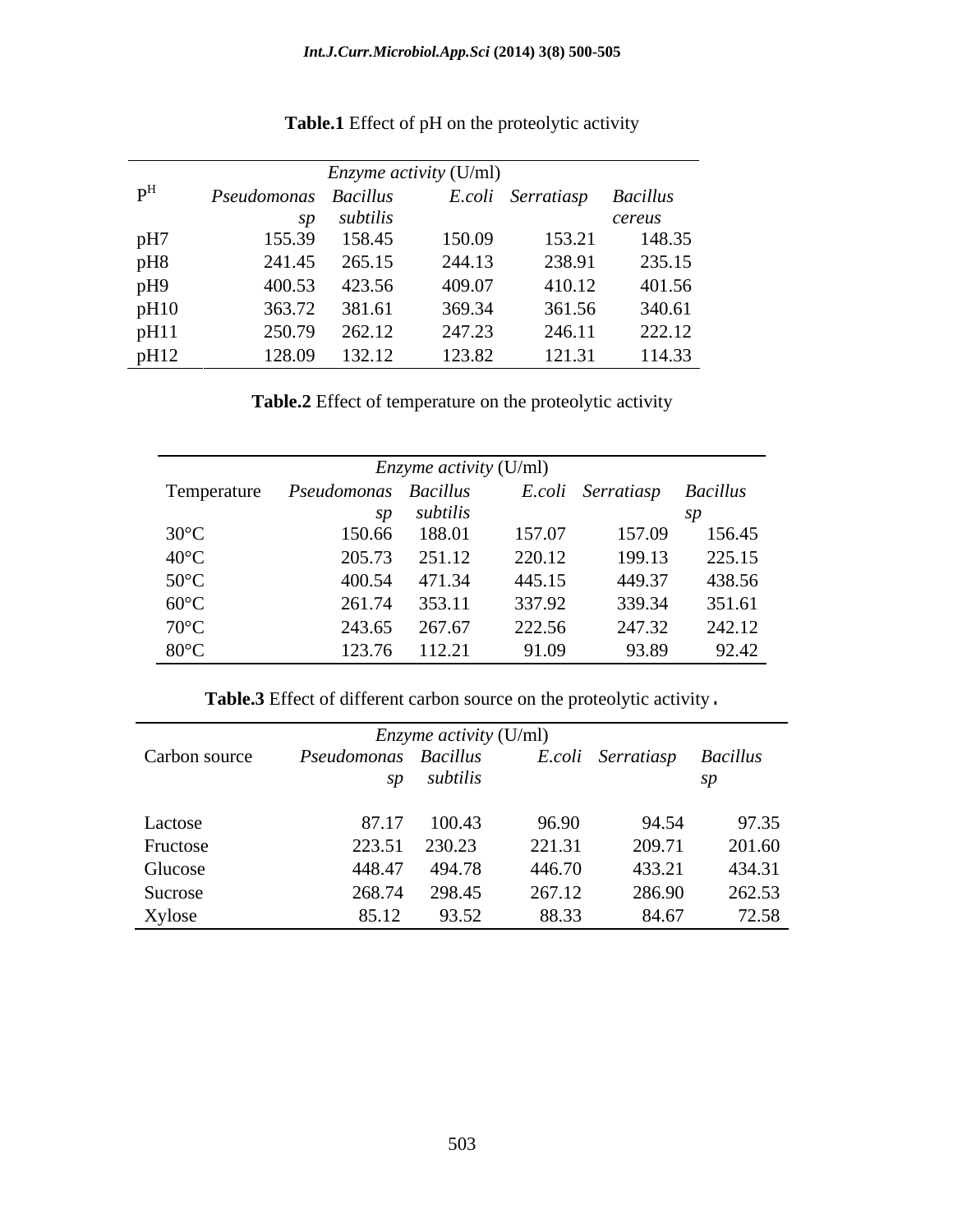**Table.1** Effect of pH on the proteolytic activity

| $P^H$ | *Enzyme activity* (U/ml) | | | | |
|---|---|---|---|---|---|
| | *Pseudomonas sp* | *Bacillus subtilis* | *E.coli* | *Serratiasp* | *Bacillus cereus* |
| pH7 | 155.39 | 158.45 | 150.09 | 153.21 | 148.35 |
| pH8 | 241.45 | 265.15 | 244.13 | 238.91 | 235.15 |
| pH9 | 400.53 | 423.56 | 409.07 | 410.12 | 401.56 |
| pH10 | 363.72 | 381.61 | 369.34 | 361.56 | 340.61 |
| pH11 | 250.79 | 262.12 | 247.23 | 246.11 | 222.12 |
| pH12 | 128.09 | 132.12 | 123.82 | 121.31 | 114.33 |

**Table.2** Effect of temperature on the proteolytic activity

| Temperature | *Enzyme activity* (U/ml) | | | | |
|---|---|---|---|---|---|
| | *Pseudomonas sp* | *Bacillus subtilis* | *E.coli* | *Serratiasp* | *Bacillus sp* |
| 30°C | 150.66 | 188.01 | 157.07 | 157.09 | 156.45 |
| 40°C | 205.73 | 251.12 | 220.12 | 199.13 | 225.15 |
| 50°C | 400.54 | 471.34 | 445.15 | 449.37 | 438.56 |
| 60°C | 261.74 | 353.11 | 337.92 | 339.34 | 351.61 |
| 70°C | 243.65 | 267.67 | 222.56 | 247.32 | 242.12 |
| 80°C | 123.76 | 112.21 | 91.09 | 93.89 | 92.42 |

**Table.3** Effect of different carbon source on the proteolytic activity.

| Carbon source | *Enzyme activity* (U/ml) | | | | |
|---|---|---|---|---|---|
| | *Pseudomonas sp* | *Bacillus subtilis* | *E.coli* | *Serratiasp* | *Bacillus sp* |
| Lactose | 87.17 | 100.43 | 96.90 | 94.54 | 97.35 |
| Fructose | 223.51 | 230.23 | 221.31 | 209.71 | 201.60 |
| Glucose | 448.47 | 494.78 | 446.70 | 433.21 | 434.31 |
| Sucrose | 268.74 | 298.45 | 267.12 | 286.90 | 262.53 |
| Xylose | 85.12 | 93.52 | 88.33 | 84.67 | 72.58 |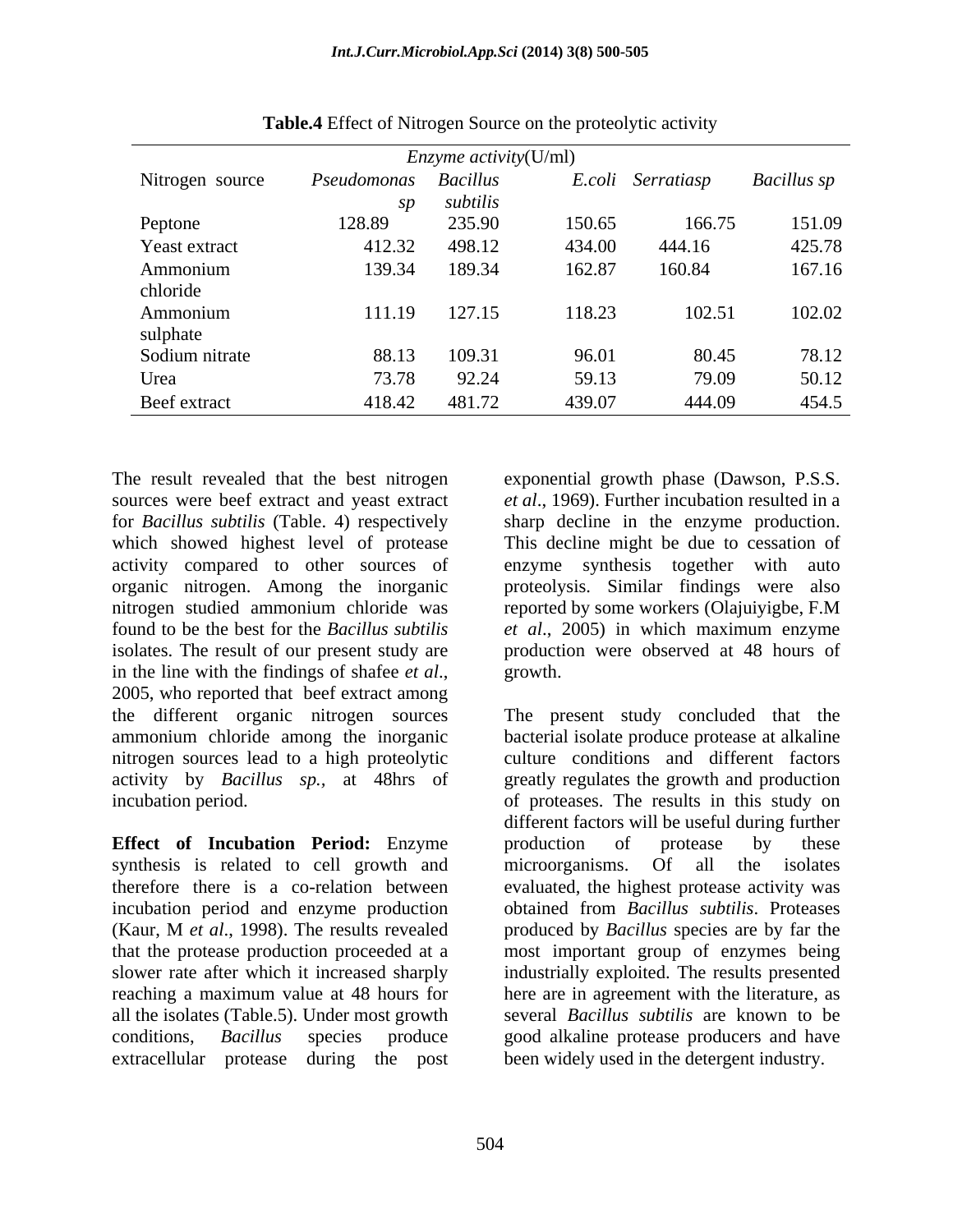**Table.4** Effect of Nitrogen Source on the proteolytic activity

| Nitrogen source | *Enzyme activity*(U/ml) | | | | |
|---|---|---|---|---|---|
| | *Pseudomonas sp* | *Bacillus subtilis* | *E.coli* | *Serratiasp* | *Bacillus sp* |
| Peptone | 128.89 | 235.90 | 150.65 | 166.75 | 151.09 |
| Yeast extract | 412.32 | 498.12 | 434.00 | 444.16 | 425.78 |
| Ammonium chloride | 139.34 | 189.34 | 162.87 | 160.84 | 167.16 |
| Ammonium sulphate | 111.19 | 127.15 | 118.23 | 102.51 | 102.02 |
| Sodium nitrate | 88.13 | 109.31 | 96.01 | 80.45 | 78.12 |
| Urea | 73.78 | 92.24 | 59.13 | 79.09 | 50.12 |
| Beef extract | 418.42 | 481.72 | 439.07 | 444.09 | 454.5 |

The result revealed that the best nitrogen sources were beef extract and yeast extract for *Bacillus subtilis* (Table. 4) respectively which showed highest level of protease activity compared to other sources of organic nitrogen. Among the inorganic nitrogen studied ammonium chloride was found to be the best for the *Bacillus subtilis* isolates. The result of our present study are in the line with the findings of shafee *et al*., 2005, who reported that beef extract among the different organic nitrogen sources ammonium chloride among the inorganic nitrogen sources lead to a high proteolytic activity by *Bacillus sp.*, at 48hrs of incubation period.

**Effect of Incubation Period:** Enzyme synthesis is related to cell growth and therefore there is a co-relation between incubation period and enzyme production (Kaur, M *et al*., 1998). The results revealed that the protease production proceeded at a slower rate after which it increased sharply reaching a maximum value at 48 hours for all the isolates (Table.5). Under most growth conditions, *Bacillus* species produce extracellular protease during the post exponential growth phase (Dawson, P.S.S. *et al*., 1969). Further incubation resulted in a sharp decline in the enzyme production. This decline might be due to cessation of enzyme synthesis together with auto proteolysis. Similar findings were also reported by some workers (Olajuiyigbe, F.M *et al*., 2005) in which maximum enzyme production were observed at 48 hours of growth.

The present study concluded that the bacterial isolate produce protease at alkaline culture conditions and different factors greatly regulates the growth and production of proteases. The results in this study on different factors will be useful during further production of protease by these microorganisms. Of all the isolates evaluated, the highest protease activity was obtained from *Bacillus subtilis*. Proteases produced by *Bacillus* species are by far the most important group of enzymes being industrially exploited. The results presented here are in agreement with the literature, as several *Bacillus subtilis* are known to be good alkaline protease producers and have been widely used in the detergent industry.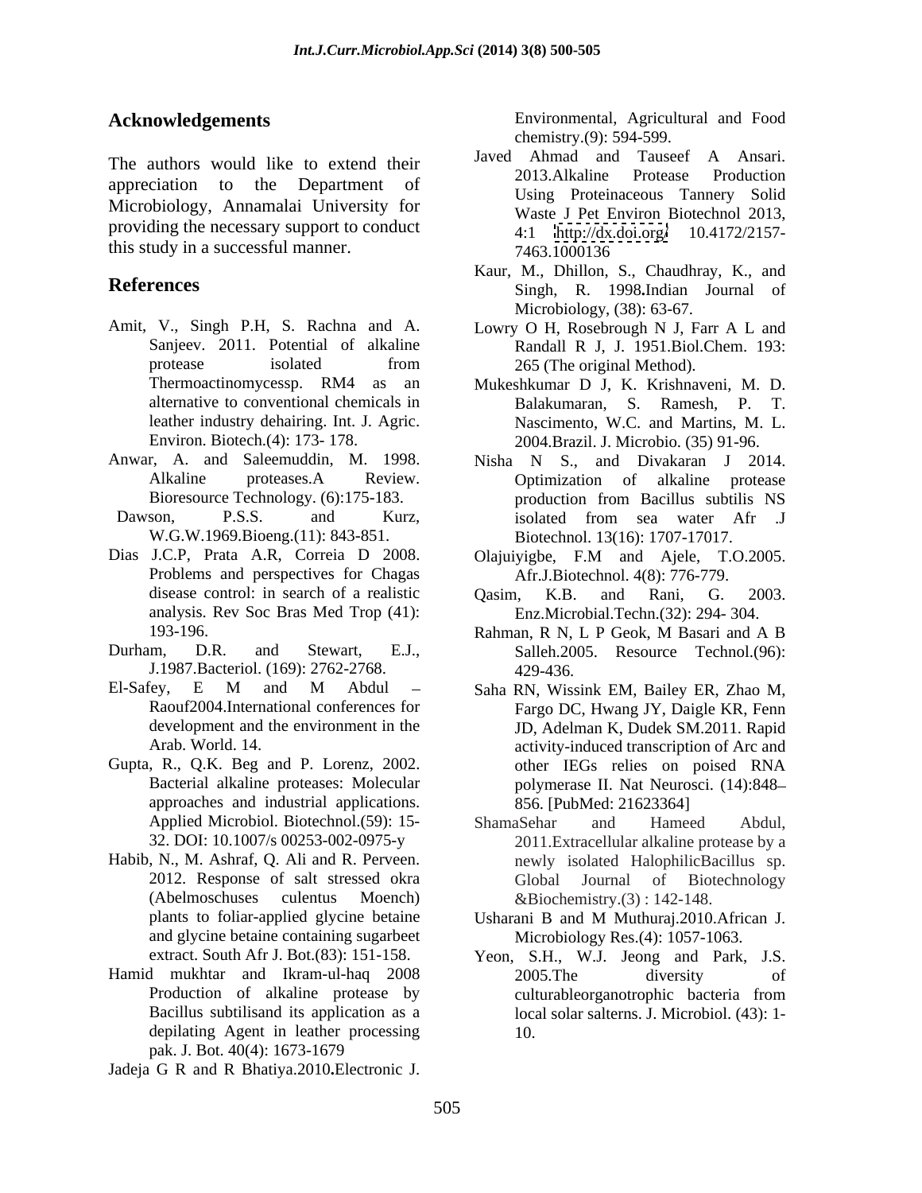## Acknowledgements

The authors would like to extend their appreciation to the Department of Microbiology, Annamalai University for providing the necessary support to conduct this study in a successful manner.

## References

Amit, V., Singh P.H, S. Rachna and A. Sanjeev. 2011. Potential of alkaline protease isolated from Thermoactinomycessp. RM4 as an alternative to conventional chemicals in leather industry dehairing. Int. J. Agric. Environ. Biotech.(4): 173- 178.

Anwar, A. and Saleemuddin, M. 1998. Alkaline proteases.A Review. Bioresource Technology. (6):175-183.

Dawson, P.S.S. and Kurz, W.G.W.1969.Bioeng.(11): 843-851.

Dias J.C.P, Prata A.R, Correia D 2008. Problems and perspectives for Chagas disease control: in search of a realistic analysis. Rev Soc Bras Med Trop (41): 193-196.

Durham, D.R. and Stewart, E.J., J.1987.Bacteriol. (169): 2762-2768.

El-Safey, E M and M Abdul – Raouf2004.International conferences for development and the environment in the Arab. World. 14.

Gupta, R., Q.K. Beg and P. Lorenz, 2002. Bacterial alkaline proteases: Molecular approaches and industrial applications. Applied Microbiol. Biotechnol.(59): 15-32. DOI: 10.1007/s 00253-002-0975-y

Habib, N., M. Ashraf, Q. Ali and R. Perveen. 2012. Response of salt stressed okra (Abelmoschuses culentus Moench) plants to foliar-applied glycine betaine and glycine betaine containing sugarbeet extract. South Afr J. Bot.(83): 151-158.

Hamid mukhtar and Ikram-ul-haq 2008 Production of alkaline protease by Bacillus subtilisand its application as a depilating Agent in leather processing pak. J. Bot. 40(4): 1673-1679

Jadeja G R and R Bhatiya.2010.Electronic J. Environmental, Agricultural and Food chemistry.(9): 594-599.

Javed Ahmad and Tauseef A Ansari. 2013.Alkaline Protease Production Using Proteinaceous Tannery Solid Waste J Pet Environ Biotechnol 2013, 4:1 http://dx.doi.org/ 10.4172/2157-7463.1000136

Kaur, M., Dhillon, S., Chaudhray, K., and Singh, R. 1998.Indian Journal of Microbiology, (38): 63-67.

Lowry O H, Rosebrough N J, Farr A L and Randall R J, J. 1951.Biol.Chem. 193: 265 (The original Method).

Mukeshkumar D J, K. Krishnaveni, M. D. Balakumaran, S. Ramesh, P. T. Nascimento, W.C. and Martins, M. L. 2004.Brazil. J. Microbio. (35) 91-96.

Nisha N S., and Divakaran J 2014. Optimization of alkaline protease production from Bacillus subtilis NS isolated from sea water Afr .J Biotechnol. 13(16): 1707-17017.

Olajuiyigbe, F.M and Ajele, T.O.2005. Afr.J.Biotechnol. 4(8): 776-779.

Qasim, K.B. and Rani, G. 2003. Enz.Microbial.Techn.(32): 294- 304.

Rahman, R N, L P Geok, M Basari and A B Salleh.2005. Resource Technol.(96): 429-436.

Saha RN, Wissink EM, Bailey ER, Zhao M, Fargo DC, Hwang JY, Daigle KR, Fenn JD, Adelman K, Dudek SM.2011. Rapid activity-induced transcription of Arc and other IEGs relies on poised RNA polymerase II. Nat Neurosci. (14):848–856. [PubMed: 21623364]

ShamaSehar and Hameed Abdul, 2011.Extracellular alkaline protease by a newly isolated HalophilicBacillus sp. Global Journal of Biotechnology &Biochemistry.(3) : 142-148.

Usharani B and M Muthuraj.2010.African J. Microbiology Res.(4): 1057-1063.

Yeon, S.H., W.J. Jeong and Park, J.S. 2005.The diversity of culturableorganotrophic bacteria from local solar salterns. J. Microbiol. (43): 1-10.